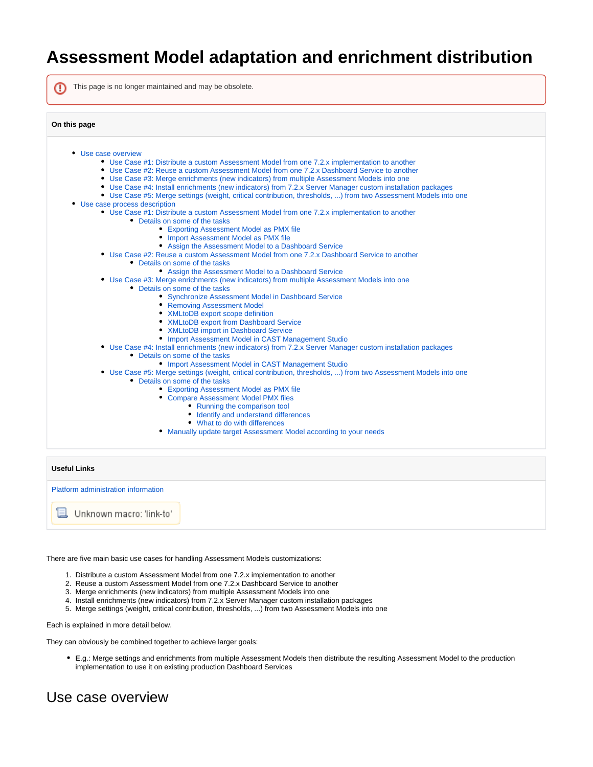# Assessment Model adaptation and enrichment distribution

This page is no longer maintained and may be obsolete.

**On this page**

- Use case overview
  - Use Case #1: Distribute a custom Assessment Model from one 7.2.x implementation to another
  - Use Case #2: Reuse a custom Assessment Model from one 7.2.x Dashboard Service to another
  - Use Case #3: Merge enrichments (new indicators) from multiple Assessment Models into one
  - Use Case #4: Install enrichments (new indicators) from 7.2.x Server Manager custom installation packages
  - Use Case #5: Merge settings (weight, critical contribution, thresholds, ...) from two Assessment Models into one
- Use case process description
  - Use Case #1: Distribute a custom Assessment Model from one 7.2.x implementation to another
    - Details on some of the tasks
      - Exporting Assessment Model as PMX file
      - Import Assessment Model as PMX file
      - Assign the Assessment Model to a Dashboard Service
  - Use Case #2: Reuse a custom Assessment Model from one 7.2.x Dashboard Service to another
    - Details on some of the tasks
      - Assign the Assessment Model to a Dashboard Service
  - Use Case #3: Merge enrichments (new indicators) from multiple Assessment Models into one
    - Details on some of the tasks
      - Synchronize Assessment Model in Dashboard Service
      - Removing Assessment Model
      - XMLtoDB export scope definition
      - XMLtoDB export from Dashboard Service
      - XMLtoDB import in Dashboard Service
      - Import Assessment Model in CAST Management Studio
  - Use Case #4: Install enrichments (new indicators) from 7.2.x Server Manager custom installation packages
    - Details on some of the tasks
      - Import Assessment Model in CAST Management Studio
  - Use Case #5: Merge settings (weight, critical contribution, thresholds, ...) from two Assessment Models into one
    - Details on some of the tasks
      - Exporting Assessment Model as PMX file
      - Compare Assessment Model PMX files
        - Running the comparison tool
        - Identify and understand differences
        - What to do with differences
      - Manually update target Assessment Model according to your needs

**Useful Links**

Platform administration information

Unknown macro: 'link-to'

There are five main basic use cases for handling Assessment Models customizations:

1. Distribute a custom Assessment Model from one 7.2.x implementation to another
2. Reuse a custom Assessment Model from one 7.2.x Dashboard Service to another
3. Merge enrichments (new indicators) from multiple Assessment Models into one
4. Install enrichments (new indicators) from 7.2.x Server Manager custom installation packages
5. Merge settings (weight, critical contribution, thresholds, ...) from two Assessment Models into one

Each is explained in more detail below.

They can obviously be combined together to achieve larger goals:

- E.g.: Merge settings and enrichments from multiple Assessment Models then distribute the resulting Assessment Model to the production implementation to use it on existing production Dashboard Services

## Use case overview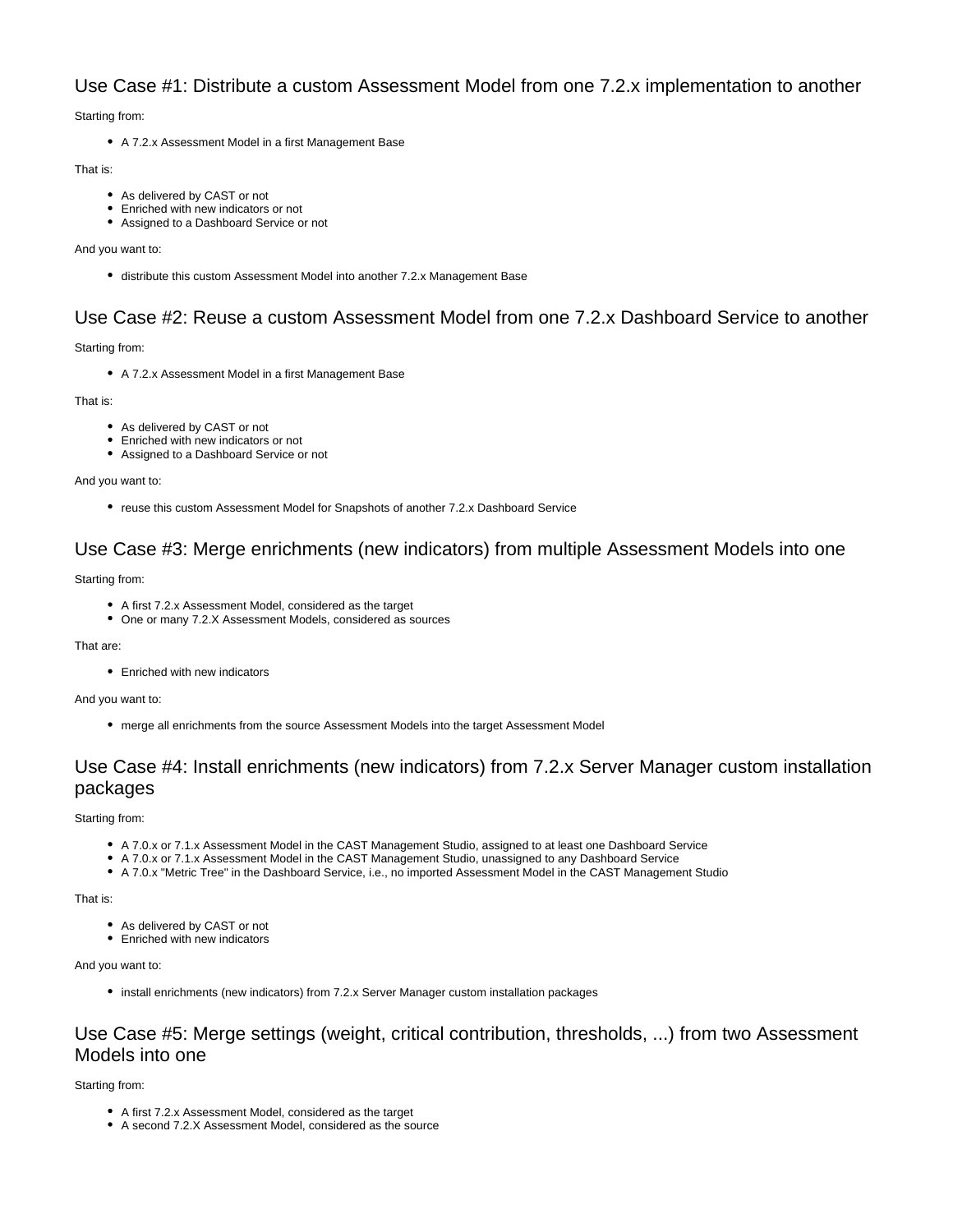## Use Case #1: Distribute a custom Assessment Model from one 7.2.x implementation to another

Starting from:

- A 7.2.x Assessment Model in a first Management Base

That is:

- As delivered by CAST or not
- Enriched with new indicators or not
- Assigned to a Dashboard Service or not

And you want to:

- distribute this custom Assessment Model into another 7.2.x Management Base

## Use Case #2: Reuse a custom Assessment Model from one 7.2.x Dashboard Service to another

Starting from:

- A 7.2.x Assessment Model in a first Management Base

That is:

- As delivered by CAST or not
- Enriched with new indicators or not
- Assigned to a Dashboard Service or not

And you want to:

- reuse this custom Assessment Model for Snapshots of another 7.2.x Dashboard Service

## Use Case #3: Merge enrichments (new indicators) from multiple Assessment Models into one

Starting from:

- A first 7.2.x Assessment Model, considered as the target
- One or many 7.2.X Assessment Models, considered as sources

That are:

- Enriched with new indicators

And you want to:

- merge all enrichments from the source Assessment Models into the target Assessment Model

## Use Case #4: Install enrichments (new indicators) from 7.2.x Server Manager custom installation packages

Starting from:

- A 7.0.x or 7.1.x Assessment Model in the CAST Management Studio, assigned to at least one Dashboard Service
- A 7.0.x or 7.1.x Assessment Model in the CAST Management Studio, unassigned to any Dashboard Service
- A 7.0.x "Metric Tree" in the Dashboard Service, i.e., no imported Assessment Model in the CAST Management Studio

That is:

- As delivered by CAST or not
- Enriched with new indicators

And you want to:

- install enrichments (new indicators) from 7.2.x Server Manager custom installation packages

## Use Case #5: Merge settings (weight, critical contribution, thresholds, ...) from two Assessment Models into one

Starting from:

- A first 7.2.x Assessment Model, considered as the target
- A second 7.2.X Assessment Model, considered as the source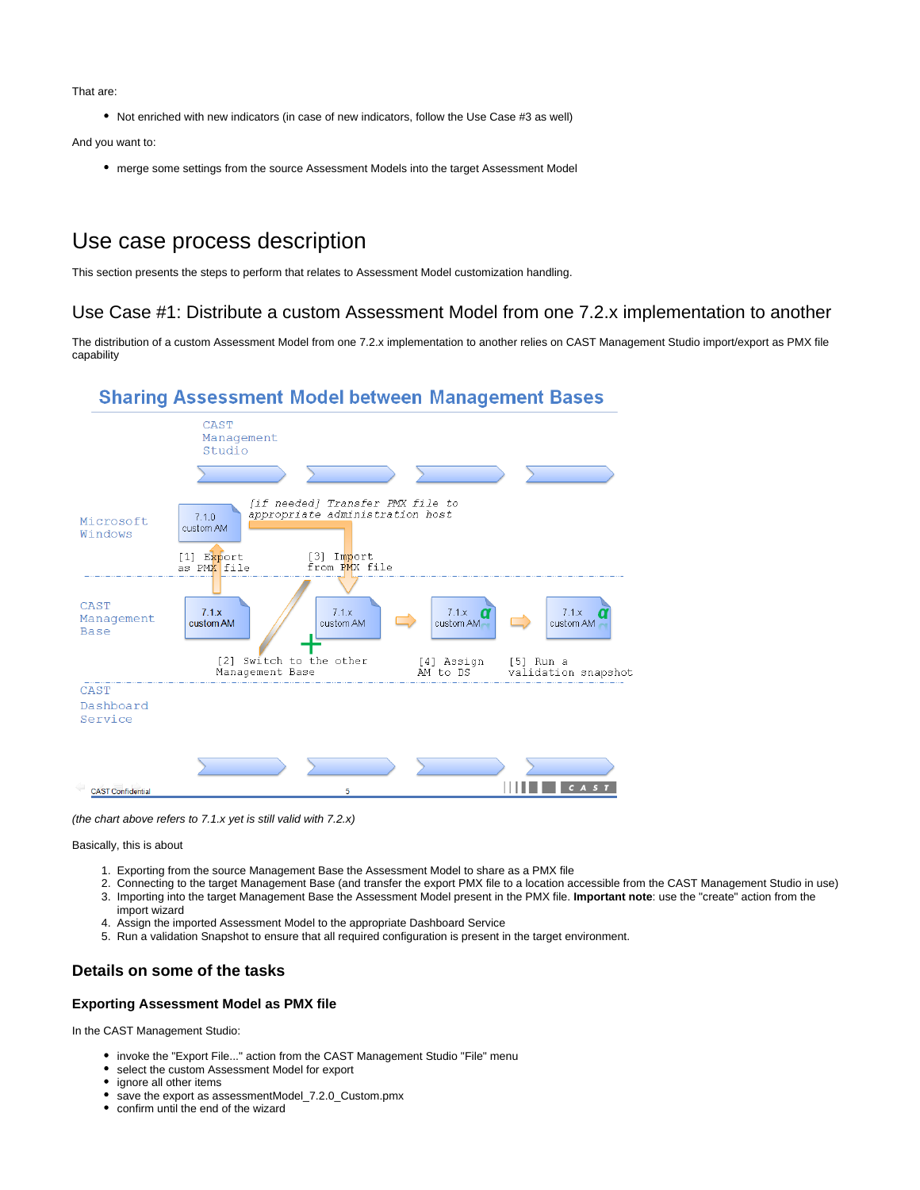That are:

- Not enriched with new indicators (in case of new indicators, follow the Use Case #3 as well)

And you want to:

- merge some settings from the source Assessment Models into the target Assessment Model

# Use case process description

This section presents the steps to perform that relates to Assessment Model customization handling.

## Use Case #1: Distribute a custom Assessment Model from one 7.2.x implementation to another

The distribution of a custom Assessment Model from one 7.2.x implementation to another relies on CAST Management Studio import/export as PMX file capability

**Sharing Assessment Model between Management Bases**

CAST Management Studio

Microsoft Windows

7.1.0 custom AM

[if needed] Transfer PMX file to appropriate administration host

[1] Export as PMX file

[3] Import from PMX file

CAST Management Base

7.1.x custom AM

7.1.x custom AM

7.1.x custom AM

7.1.x custom AM

[2] Switch to the other Management Base

[4] Assign AM to DS

[5] Run a validation snapshot

CAST Dashboard Service

CAST Confidential 5

*(the chart above refers to 7.1.x yet is still valid with 7.2.x)*

Basically, this is about

1. Exporting from the source Management Base the Assessment Model to share as a PMX file
2. Connecting to the target Management Base (and transfer the export PMX file to a location accessible from the CAST Management Studio in use)
3. Importing into the target Management Base the Assessment Model present in the PMX file. **Important note**: use the "create" action from the import wizard
4. Assign the imported Assessment Model to the appropriate Dashboard Service
5. Run a validation Snapshot to ensure that all required configuration is present in the target environment.

### Details on some of the tasks

#### Exporting Assessment Model as PMX file

In the CAST Management Studio:

- invoke the "Export File..." action from the CAST Management Studio "File" menu
- select the custom Assessment Model for export
- ignore all other items
- save the export as assessmentModel_7.2.0_Custom.pmx
- confirm until the end of the wizard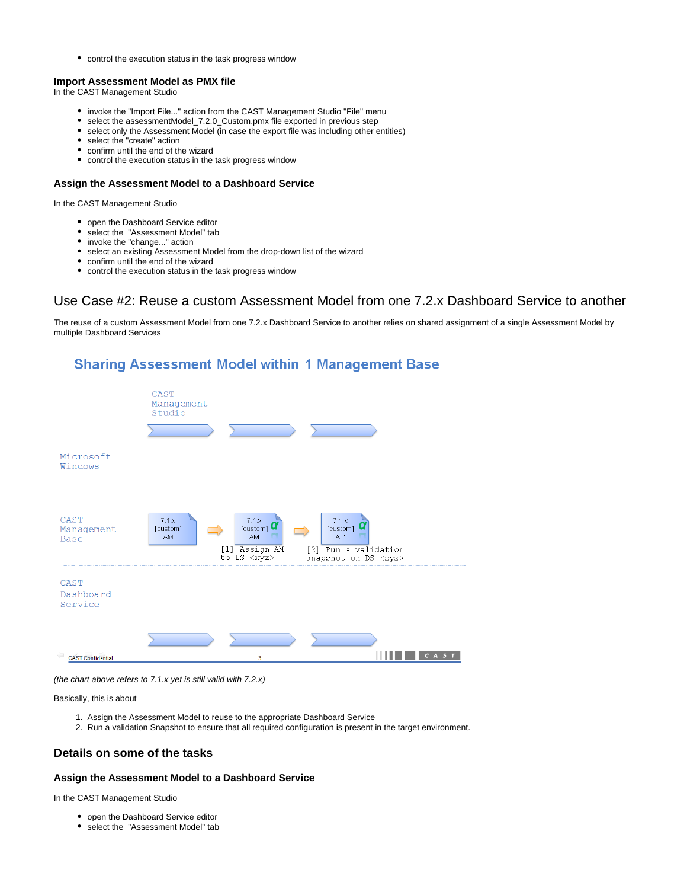- control the execution status in the task progress window

### Import Assessment Model as PMX file

In the CAST Management Studio

- invoke the "Import File..." action from the CAST Management Studio "File" menu
- select the assessmentModel_7.2.0_Custom.pmx file exported in previous step
- select only the Assessment Model (in case the export file was including other entities)
- select the "create" action
- confirm until the end of the wizard
- control the execution status in the task progress window

### Assign the Assessment Model to a Dashboard Service

In the CAST Management Studio

- open the Dashboard Service editor
- select the "Assessment Model" tab
- invoke the "change..." action
- select an existing Assessment Model from the drop-down list of the wizard
- confirm until the end of the wizard
- control the execution status in the task progress window

## Use Case #2: Reuse a custom Assessment Model from one 7.2.x Dashboard Service to another

The reuse of a custom Assessment Model from one 7.2.x Dashboard Service to another relies on shared assignment of a single Assessment Model by multiple Dashboard Services

**Sharing Assessment Model within 1 Management Base**

CAST Management Studio

Microsoft Windows

CAST Management Base: 7.1.x [custom] AM → 7.1.x [custom] AM → 7.1.x [custom] AM

[1] Assign AM to DS <xyz>

[2] Run a validation snapshot on DS <xyz>

CAST Dashboard Service

*(the chart above refers to 7.1.x yet is still valid with 7.2.x)*

Basically, this is about

1. Assign the Assessment Model to reuse to the appropriate Dashboard Service
2. Run a validation Snapshot to ensure that all required configuration is present in the target environment.

## Details on some of the tasks

### Assign the Assessment Model to a Dashboard Service

In the CAST Management Studio

- open the Dashboard Service editor
- select the "Assessment Model" tab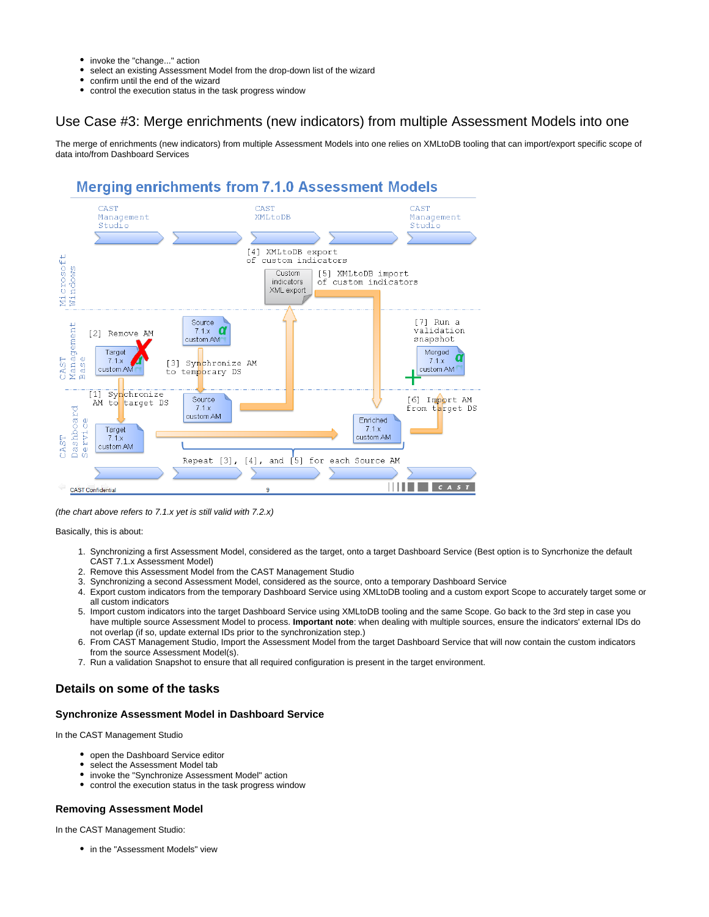- invoke the "change..." action
- select an existing Assessment Model from the drop-down list of the wizard
- confirm until the end of the wizard
- control the execution status in the task progress window

## Use Case #3: Merge enrichments (new indicators) from multiple Assessment Models into one

The merge of enrichments (new indicators) from multiple Assessment Models into one relies on XMLtoDB tooling that can import/export specific scope of data into/from Dashboard Services

*(the chart above refers to 7.1.x yet is still valid with 7.2.x)*

Basically, this is about:

1. Synchronizing a first Assessment Model, considered as the target, onto a target Dashboard Service (Best option is to Syncrhonize the default CAST 7.1.x Assessment Model)
2. Remove this Assessment Model from the CAST Management Studio
3. Synchronizing a second Assessment Model, considered as the source, onto a temporary Dashboard Service
4. Export custom indicators from the temporary Dashboard Service using XMLtoDB tooling and a custom export Scope to accurately target some or all custom indicators
5. Import custom indicators into the target Dashboard Service using XMLtoDB tooling and the same Scope. Go back to the 3rd step in case you have multiple source Assessment Model to process. **Important note**: when dealing with multiple sources, ensure the indicators' external IDs do not overlap (if so, update external IDs prior to the synchronization step.)
6. From CAST Management Studio, Import the Assessment Model from the target Dashboard Service that will now contain the custom indicators from the source Assessment Model(s).
7. Run a validation Snapshot to ensure that all required configuration is present in the target environment.

### Details on some of the tasks

#### Synchronize Assessment Model in Dashboard Service

In the CAST Management Studio

- open the Dashboard Service editor
- select the Assessment Model tab
- invoke the "Synchronize Assessment Model" action
- control the execution status in the task progress window

#### Removing Assessment Model

In the CAST Management Studio:

- in the "Assessment Models" view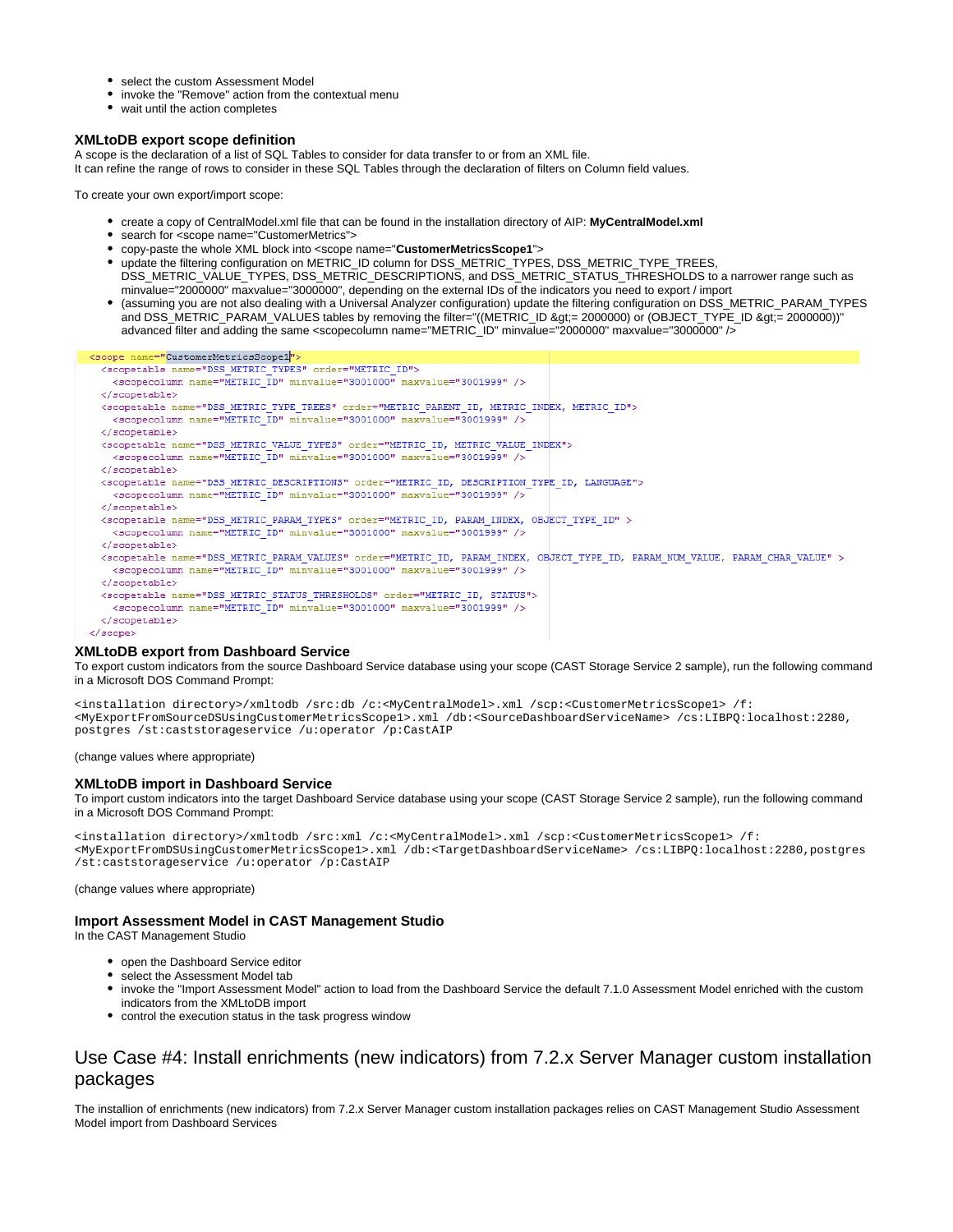- select the custom Assessment Model
- invoke the "Remove" action from the contextual menu
- wait until the action completes

### XMLtoDB export scope definition

A scope is the declaration of a list of SQL Tables to consider for data transfer to or from an XML file.
It can refine the range of rows to consider in these SQL Tables through the declaration of filters on Column field values.

To create your own export/import scope:

- create a copy of CentralModel.xml file that can be found in the installation directory of AIP: **MyCentralModel.xml**
- search for <scope name="CustomerMetrics">
- copy-paste the whole XML block into <scope name="**CustomerMetricsScope1**">
- update the filtering configuration on METRIC_ID column for DSS_METRIC_TYPES, DSS_METRIC_TYPE_TREES, DSS_METRIC_VALUE_TYPES, DSS_METRIC_DESCRIPTIONS, and DSS_METRIC_STATUS_THRESHOLDS to a narrower range such as minvalue="2000000" maxvalue="3000000", depending on the external IDs of the indicators you need to export / import
- (assuming you are not also dealing with a Universal Analyzer configuration) update the filtering configuration on DSS_METRIC_PARAM_TYPES and DSS_METRIC_PARAM_VALUES tables by removing the filter="((METRIC_ID &gt;= 2000000) or (OBJECT_TYPE_ID &gt;= 2000000))" advanced filter and adding the same <scopecolumn name="METRIC_ID" minvalue="2000000" maxvalue="3000000" />

```
<scope name="CustomerMetricsScope1">
  <scopetable name="DSS_METRIC_TYPES" order="METRIC_ID">
    <scopecolumn name="METRIC_ID" minvalue="3001000" maxvalue="3001999" />
  </scopetable>
  <scopetable name="DSS_METRIC_TYPE_TREES" order="METRIC_PARENT_ID, METRIC_INDEX, METRIC_ID">
    <scopecolumn name="METRIC_ID" minvalue="3001000" maxvalue="3001999" />
  </scopetable>
  <scopetable name="DSS_METRIC_VALUE_TYPES" order="METRIC_ID, METRIC_VALUE_INDEX">
    <scopecolumn name="METRIC_ID" minvalue="3001000" maxvalue="3001999" />
  </scopetable>
  <scopetable name="DSS_METRIC_DESCRIPTIONS" order="METRIC_ID, DESCRIPTION_TYPE_ID, LANGUAGE">
    <scopecolumn name="METRIC_ID" minvalue="3001000" maxvalue="3001999" />
  </scopetable>
  <scopetable name="DSS_METRIC_PARAM_TYPES" order="METRIC_ID, PARAM_INDEX, OBJECT_TYPE_ID" >
    <scopecolumn name="METRIC_ID" minvalue="3001000" maxvalue="3001999" />
  </scopetable>
  <scopetable name="DSS_METRIC_PARAM_VALUES" order="METRIC_ID, PARAM_INDEX, OBJECT_TYPE_ID, PARAM_NUM_VALUE, PARAM_CHAR_VALUE" >
    <scopecolumn name="METRIC_ID" minvalue="3001000" maxvalue="3001999" />
  </scopetable>
  <scopetable name="DSS_METRIC_STATUS_THRESHOLDS" order="METRIC_ID, STATUS">
    <scopecolumn name="METRIC_ID" minvalue="3001000" maxvalue="3001999" />
  </scopetable>
</scope>
```

### XMLtoDB export from Dashboard Service

To export custom indicators from the source Dashboard Service database using your scope (CAST Storage Service 2 sample), run the following command in a Microsoft DOS Command Prompt:

```
<installation directory>/xmltodb /src:db /c:<MyCentralModel>.xml /scp:<CustomerMetricsScope1> /f:
<MyExportFromSourceDSUsingCustomerMetricsScope1>.xml /db:<SourceDashboardServiceName> /cs:LIBPQ:localhost:2280,
postgres /st:caststorageservice /u:operator /p:CastAIP
```

(change values where appropriate)

### XMLtoDB import in Dashboard Service

To import custom indicators into the target Dashboard Service database using your scope (CAST Storage Service 2 sample), run the following command in a Microsoft DOS Command Prompt:

```
<installation directory>/xmltodb /src:xml /c:<MyCentralModel>.xml /scp:<CustomerMetricsScope1> /f:
<MyExportFromDSUsingCustomerMetricsScope1>.xml /db:<TargetDashboardServiceName> /cs:LIBPQ:localhost:2280,postgres
/st:caststorageservice /u:operator /p:CastAIP
```

(change values where appropriate)

### Import Assessment Model in CAST Management Studio

In the CAST Management Studio

- open the Dashboard Service editor
- select the Assessment Model tab
- invoke the "Import Assessment Model" action to load from the Dashboard Service the default 7.1.0 Assessment Model enriched with the custom indicators from the XMLtoDB import
- control the execution status in the task progress window

## Use Case #4: Install enrichments (new indicators) from 7.2.x Server Manager custom installation packages

The installion of enrichments (new indicators) from 7.2.x Server Manager custom installation packages relies on CAST Management Studio Assessment Model import from Dashboard Services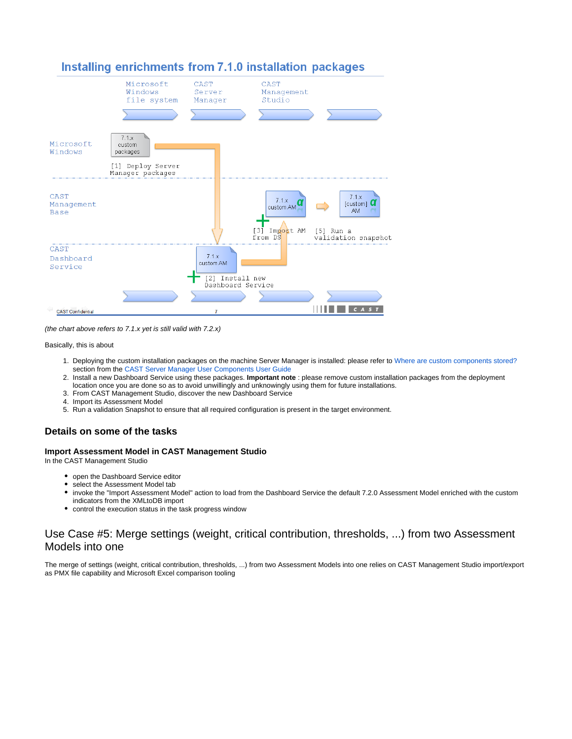## Installing enrichments from 7.1.0 installation packages

Microsoft Windows file system | CAST Server Manager | CAST Management Studio

Microsoft Windows — 7.1.x custom packages — [1] Deploy Server Manager packages

CAST Management Base — 7.1.x custom AM — [3] Import AM from DS — 7.1.x [custom] AM — [5] Run a validation snapshot

CAST Dashboard Service — 7.1.x custom AM — [2] Install new Dashboard Service

CAST Confidential

*(the chart above refers to 7.1.x yet is still valid with 7.2.x)*

Basically, this is about

1. Deploying the custom installation packages on the machine Server Manager is installed: please refer to Where are custom components stored? section from the CAST Server Manager User Components User Guide
2. Install a new Dashboard Service using these packages. **Important note** : please remove custom installation packages from the deployment location once you are done so as to avoid unwillingly and unknowingly using them for future installations.
3. From CAST Management Studio, discover the new Dashboard Service
4. Import its Assessment Model
5. Run a validation Snapshot to ensure that all required configuration is present in the target environment.

### Details on some of the tasks

#### Import Assessment Model in CAST Management Studio

In the CAST Management Studio

- open the Dashboard Service editor
- select the Assessment Model tab
- invoke the "Import Assessment Model" action to load from the Dashboard Service the default 7.2.0 Assessment Model enriched with the custom indicators from the XMLtoDB import
- control the execution status in the task progress window

## Use Case #5: Merge settings (weight, critical contribution, thresholds, ...) from two Assessment Models into one

The merge of settings (weight, critical contribution, thresholds, ...) from two Assessment Models into one relies on CAST Management Studio import/export as PMX file capability and Microsoft Excel comparison tooling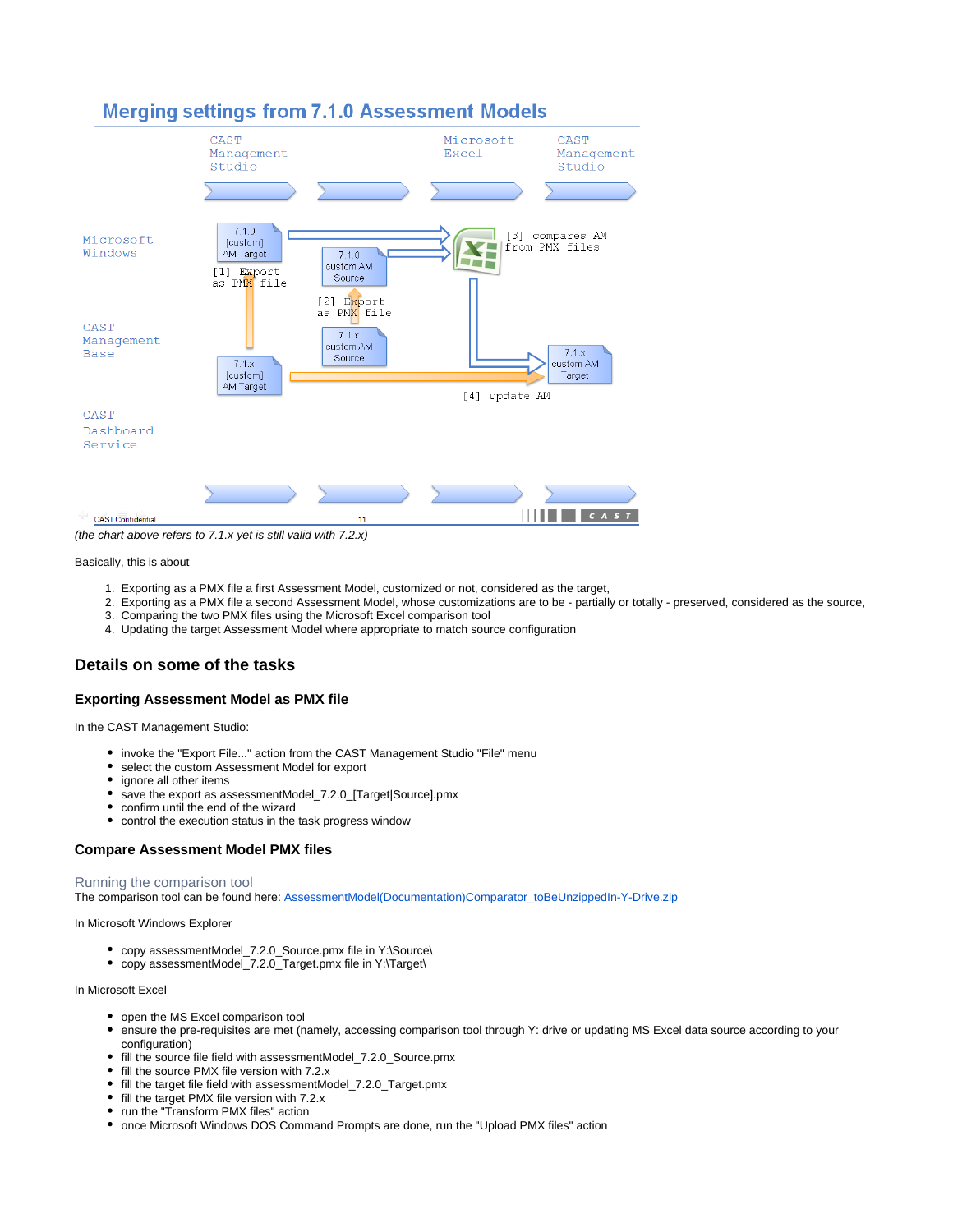## Merging settings from 7.1.0 Assessment Models

*(the chart above refers to 7.1.x yet is still valid with 7.2.x)*

Basically, this is about

1. Exporting as a PMX file a first Assessment Model, customized or not, considered as the target,
2. Exporting as a PMX file a second Assessment Model, whose customizations are to be - partially or totally - preserved, considered as the source,
3. Comparing the two PMX files using the Microsoft Excel comparison tool
4. Updating the target Assessment Model where appropriate to match source configuration

## Details on some of the tasks

### Exporting Assessment Model as PMX file

In the CAST Management Studio:

- invoke the "Export File..." action from the CAST Management Studio "File" menu
- select the custom Assessment Model for export
- ignore all other items
- save the export as assessmentModel_7.2.0_[Target|Source].pmx
- confirm until the end of the wizard
- control the execution status in the task progress window

### Compare Assessment Model PMX files

#### Running the comparison tool

The comparison tool can be found here: AssessmentModel(Documentation)Comparator_toBeUnzippedIn-Y-Drive.zip

In Microsoft Windows Explorer

- copy assessmentModel_7.2.0_Source.pmx file in Y:\Source\
- copy assessmentModel_7.2.0_Target.pmx file in Y:\Target\

In Microsoft Excel

- open the MS Excel comparison tool
- ensure the pre-requisites are met (namely, accessing comparison tool through Y: drive or updating MS Excel data source according to your configuration)
- fill the source file field with assessmentModel_7.2.0_Source.pmx
- fill the source PMX file version with 7.2.x
- fill the target file field with assessmentModel_7.2.0_Target.pmx
- fill the target PMX file version with 7.2.x
- run the "Transform PMX files" action
- once Microsoft Windows DOS Command Prompts are done, run the "Upload PMX files" action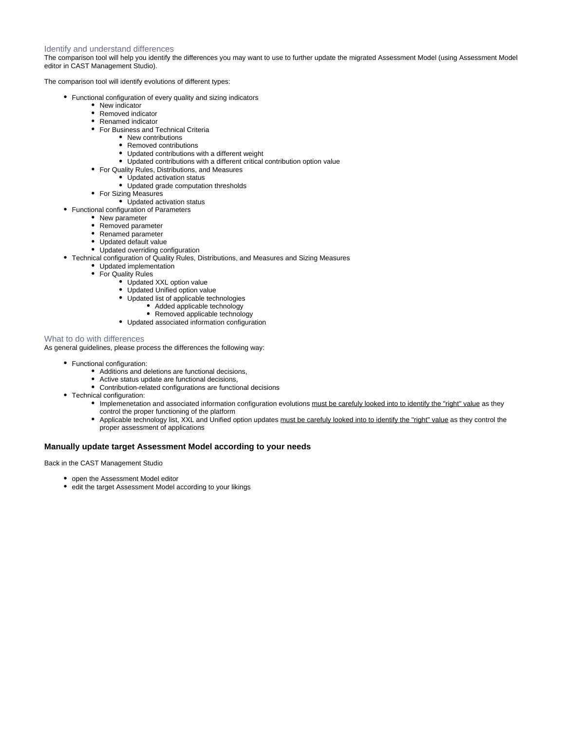### Identify and understand differences

The comparison tool will help you identify the differences you may want to use to further update the migrated Assessment Model (using Assessment Model editor in CAST Management Studio).

The comparison tool will identify evolutions of different types:

- Functional configuration of every quality and sizing indicators
  - New indicator
  - Removed indicator
  - Renamed indicator
  - For Business and Technical Criteria
    - New contributions
    - Removed contributions
    - Updated contributions with a different weight
    - Updated contributions with a different critical contribution option value
  - For Quality Rules, Distributions, and Measures
    - Updated activation status
    - Updated grade computation thresholds
  - For Sizing Measures
    - Updated activation status
- Functional configuration of Parameters
  - New parameter
  - Removed parameter
  - Renamed parameter
  - Updated default value
  - Updated overriding configuration
- Technical configuration of Quality Rules, Distributions, and Measures and Sizing Measures
  - Updated implementation
  - For Quality Rules
    - Updated XXL option value
    - Updated Unified option value
    - Updated list of applicable technologies
      - Added applicable technology
      - Removed applicable technology
    - Updated associated information configuration

### What to do with differences

As general guidelines, please process the differences the following way:

- Functional configuration:
  - Additions and deletions are functional decisions,
  - Active status update are functional decisions,
  - Contribution-related configurations are functional decisions
- Technical configuration:
  - Implemenetation and associated information configuration evolutions must be carefuly looked into to identify the "right" value as they control the proper functioning of the platform
  - Applicable technology list, XXL and Unified option updates must be carefuly looked into to identify the "right" value as they control the proper assessment of applications

## Manually update target Assessment Model according to your needs

Back in the CAST Management Studio

- open the Assessment Model editor
- edit the target Assessment Model according to your likings